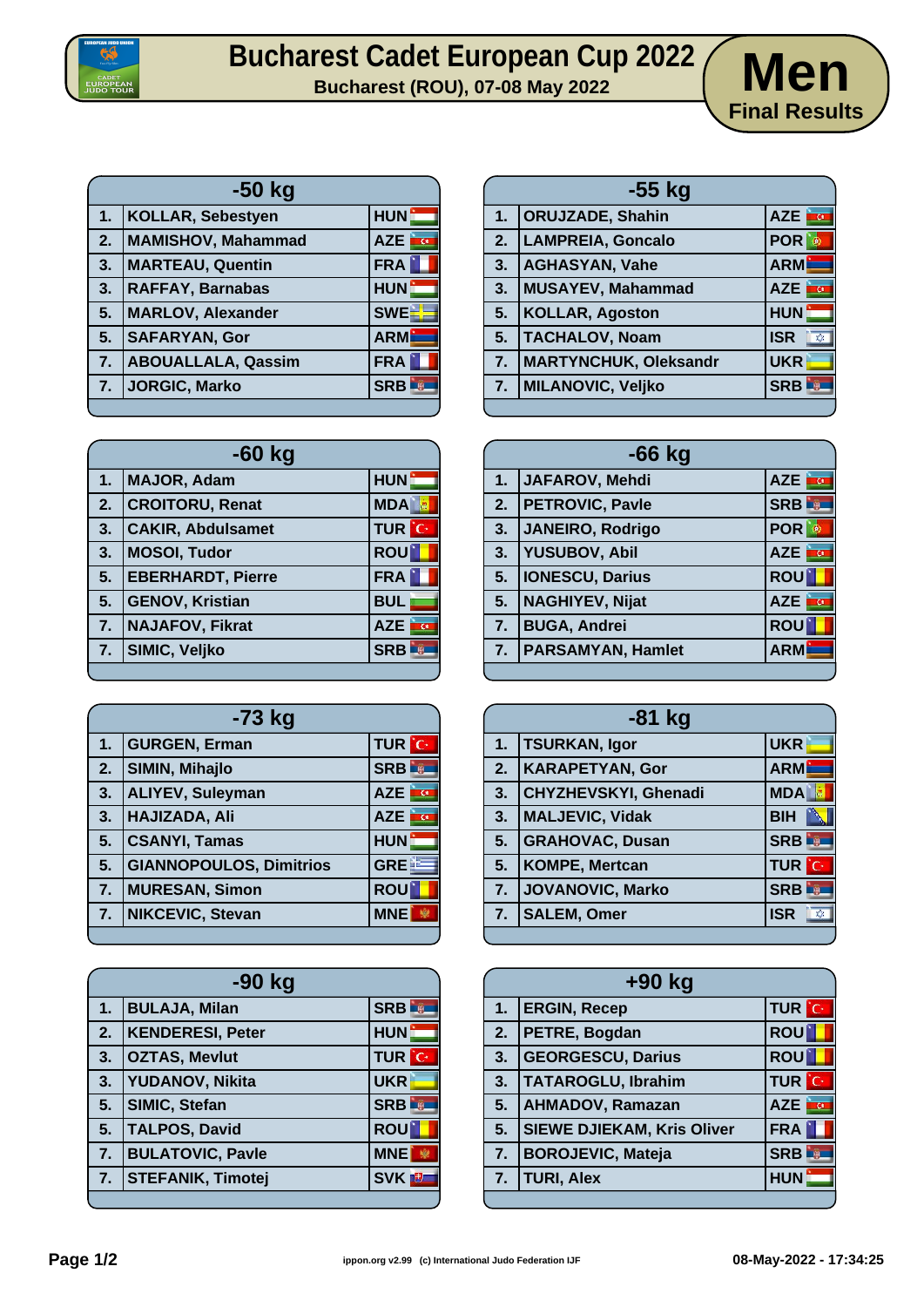# Bucharest Cadet European Cup 2022

**Bucharest (ROU), 07-08 May 2022**

## Men
**Final Results**

### -50 kg

| | | |
|---|---|---|
| 1. | KOLLAR, Sebestyen | HUN |
| 2. | MAMISHOV, Mahammad | AZE |
| 3. | MARTEAU, Quentin | FRA |
| 3. | RAFFAY, Barnabas | HUN |
| 5. | MARLOV, Alexander | SWE |
| 5. | SAFARYAN, Gor | ARM |
| 7. | ABOUALLALA, Qassim | FRA |
| 7. | JORGIC, Marko | SRB |

### -55 kg

| | | |
|---|---|---|
| 1. | ORUJZADE, Shahin | AZE |
| 2. | LAMPREIA, Goncalo | POR |
| 3. | AGHASYAN, Vahe | ARM |
| 3. | MUSAYEV, Mahammad | AZE |
| 5. | KOLLAR, Agoston | HUN |
| 5. | TACHALOV, Noam | ISR |
| 7. | MARTYNCHUK, Oleksandr | UKR |
| 7. | MILANOVIC, Veljko | SRB |

### -60 kg

| | | |
|---|---|---|
| 1. | MAJOR, Adam | HUN |
| 2. | CROITORU, Renat | MDA |
| 3. | CAKIR, Abdulsamet | TUR |
| 3. | MOSOI, Tudor | ROU |
| 5. | EBERHARDT, Pierre | FRA |
| 5. | GENOV, Kristian | BUL |
| 7. | NAJAFOV, Fikrat | AZE |
| 7. | SIMIC, Veljko | SRB |

### -66 kg

| | | |
|---|---|---|
| 1. | JAFAROV, Mehdi | AZE |
| 2. | PETROVIC, Pavle | SRB |
| 3. | JANEIRO, Rodrigo | POR |
| 3. | YUSUBOV, Abil | AZE |
| 5. | IONESCU, Darius | ROU |
| 5. | NAGHIYEV, Nijat | AZE |
| 7. | BUGA, Andrei | ROU |
| 7. | PARSAMYAN, Hamlet | ARM |

### -73 kg

| | | |
|---|---|---|
| 1. | GURGEN, Erman | TUR |
| 2. | SIMIN, Mihajlo | SRB |
| 3. | ALIYEV, Suleyman | AZE |
| 3. | HAJIZADA, Ali | AZE |
| 5. | CSANYI, Tamas | HUN |
| 5. | GIANNOPOULOS, Dimitrios | GRE |
| 7. | MURESAN, Simon | ROU |
| 7. | NIKCEVIC, Stevan | MNE |

### -81 kg

| | | |
|---|---|---|
| 1. | TSURKAN, Igor | UKR |
| 2. | KARAPETYAN, Gor | ARM |
| 3. | CHYZHEVSKYI, Ghenadi | MDA |
| 3. | MALJEVIC, Vidak | BIH |
| 5. | GRAHOVAC, Dusan | SRB |
| 5. | KOMPE, Mertcan | TUR |
| 7. | JOVANOVIC, Marko | SRB |
| 7. | SALEM, Omer | ISR |

### -90 kg

| | | |
|---|---|---|
| 1. | BULAJA, Milan | SRB |
| 2. | KENDERESI, Peter | HUN |
| 3. | OZTAS, Mevlut | TUR |
| 3. | YUDANOV, Nikita | UKR |
| 5. | SIMIC, Stefan | SRB |
| 5. | TALPOS, David | ROU |
| 7. | BULATOVIC, Pavle | MNE |
| 7. | STEFANIK, Timotej | SVK |

### +90 kg

| | | |
|---|---|---|
| 1. | ERGIN, Recep | TUR |
| 2. | PETRE, Bogdan | ROU |
| 3. | GEORGESCU, Darius | ROU |
| 3. | TATAROGLU, Ibrahim | TUR |
| 5. | AHMADOV, Ramazan | AZE |
| 5. | SIEWE DJIEKAM, Kris Oliver | FRA |
| 7. | BOROJEVIC, Mateja | SRB |
| 7. | TURI, Alex | HUN |

ippon.org v2.99 (c) International Judo Federation IJF

08-May-2022 - 17:34:25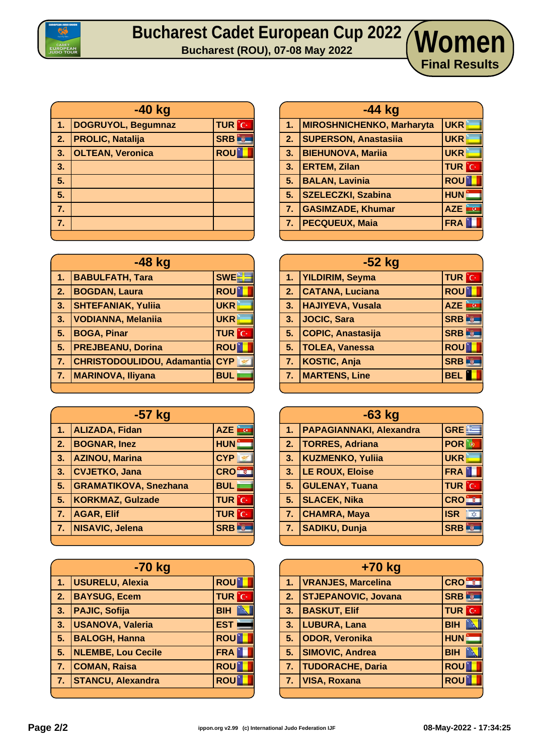# Bucharest Cadet European Cup 2022

Bucharest (ROU), 07-08 May 2022

## Women

Final Results

### -40 kg

| | | |
|---|---|---|
| 1. | DOGRUYOL, Begumnaz | TUR |
| 2. | PROLIC, Natalija | SRB |
| 3. | OLTEAN, Veronica | ROU |
| 3. | | |
| 5. | | |
| 5. | | |
| 7. | | |
| 7. | | |

### -44 kg

| | | |
|---|---|---|
| 1. | MIROSHNICHENKO, Marharyta | UKR |
| 2. | SUPERSON, Anastasiia | UKR |
| 3. | BIEHUNOVA, Mariia | UKR |
| 3. | ERTEM, Zilan | TUR |
| 5. | BALAN, Lavinia | ROU |
| 5. | SZELECZKI, Szabina | HUN |
| 7. | GASIMZADE, Khumar | AZE |
| 7. | PECQUEUX, Maia | FRA |

### -48 kg

| | | |
|---|---|---|
| 1. | BABULFATH, Tara | SWE |
| 2. | BOGDAN, Laura | ROU |
| 3. | SHTEFANIAK, Yuliia | UKR |
| 3. | VODIANNA, Melaniia | UKR |
| 5. | BOGA, Pinar | TUR |
| 5. | PREJBEANU, Dorina | ROU |
| 7. | CHRISTODOULIDOU, Adamantia | CYP |
| 7. | MARINOVA, Iliyana | BUL |

### -52 kg

| | | |
|---|---|---|
| 1. | YILDIRIM, Seyma | TUR |
| 2. | CATANA, Luciana | ROU |
| 3. | HAJIYEVA, Vusala | AZE |
| 3. | JOCIC, Sara | SRB |
| 5. | COPIC, Anastasija | SRB |
| 5. | TOLEA, Vanessa | ROU |
| 7. | KOSTIC, Anja | SRB |
| 7. | MARTENS, Line | BEL |

### -57 kg

| | | |
|---|---|---|
| 1. | ALIZADA, Fidan | AZE |
| 2. | BOGNAR, Inez | HUN |
| 3. | AZINOU, Marina | CYP |
| 3. | CVJETKO, Jana | CRO |
| 5. | GRAMATIKOVA, Snezhana | BUL |
| 5. | KORKMAZ, Gulzade | TUR |
| 7. | AGAR, Elif | TUR |
| 7. | NISAVIC, Jelena | SRB |

### -63 kg

| | | |
|---|---|---|
| 1. | PAPAGIANNAKI, Alexandra | GRE |
| 2. | TORRES, Adriana | POR |
| 3. | KUZMENKO, Yuliia | UKR |
| 3. | LE ROUX, Eloise | FRA |
| 5. | GULENAY, Tuana | TUR |
| 5. | SLACEK, Nika | CRO |
| 7. | CHAMRA, Maya | ISR |
| 7. | SADIKU, Dunja | SRB |

### -70 kg

| | | |
|---|---|---|
| 1. | USURELU, Alexia | ROU |
| 2. | BAYSUG, Ecem | TUR |
| 3. | PAJIC, Sofija | BIH |
| 3. | USANOVA, Valeria | EST |
| 5. | BALOGH, Hanna | ROU |
| 5. | NLEMBE, Lou Cecile | FRA |
| 7. | COMAN, Raisa | ROU |
| 7. | STANCU, Alexandra | ROU |

### +70 kg

| | | |
|---|---|---|
| 1. | VRANJES, Marcelina | CRO |
| 2. | STJEPANOVIC, Jovana | SRB |
| 3. | BASKUT, Elif | TUR |
| 3. | LUBURA, Lana | BIH |
| 5. | ODOR, Veronika | HUN |
| 5. | SIMOVIC, Andrea | BIH |
| 7. | TUDORACHE, Daria | ROU |
| 7. | VISA, Roxana | ROU |

ippon.org v2.99 (c) International Judo Federation IJF

08-May-2022 - 17:34:25